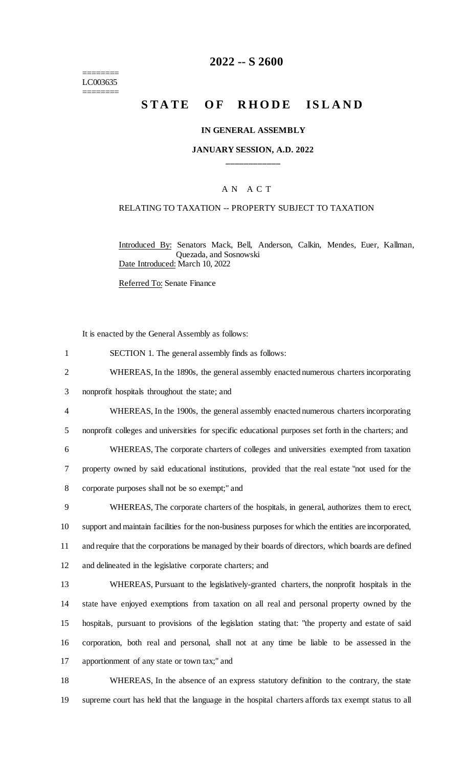========
LC003635
========

# 2022 -- S 2600

## STATE OF RHODE ISLAND

### IN GENERAL ASSEMBLY

### JANUARY SESSION, A.D. 2022

____________

A N A C T

RELATING TO TAXATION -- PROPERTY SUBJECT TO TAXATION

Introduced By: Senators Mack, Bell, Anderson, Calkin, Mendes, Euer, Kallman, Quezada, and Sosnowski

Date Introduced: March 10, 2022

Referred To: Senate Finance

It is enacted by the General Assembly as follows:

1 SECTION 1. The general assembly finds as follows:

2 WHEREAS, In the 1890s, the general assembly enacted numerous charters incorporating
3 nonprofit hospitals throughout the state; and

4 WHEREAS, In the 1900s, the general assembly enacted numerous charters incorporating
5 nonprofit colleges and universities for specific educational purposes set forth in the charters; and

6 WHEREAS, The corporate charters of colleges and universities exempted from taxation
7 property owned by said educational institutions, provided that the real estate "not used for the
8 corporate purposes shall not be so exempt;" and

9 WHEREAS, The corporate charters of the hospitals, in general, authorizes them to erect,
10 support and maintain facilities for the non-business purposes for which the entities are incorporated,
11 and require that the corporations be managed by their boards of directors, which boards are defined
12 and delineated in the legislative corporate charters; and

13 WHEREAS, Pursuant to the legislatively-granted charters, the nonprofit hospitals in the
14 state have enjoyed exemptions from taxation on all real and personal property owned by the
15 hospitals, pursuant to provisions of the legislation stating that: "the property and estate of said
16 corporation, both real and personal, shall not at any time be liable to be assessed in the
17 apportionment of any state or town tax;" and

18 WHEREAS, In the absence of an express statutory definition to the contrary, the state
19 supreme court has held that the language in the hospital charters affords tax exempt status to all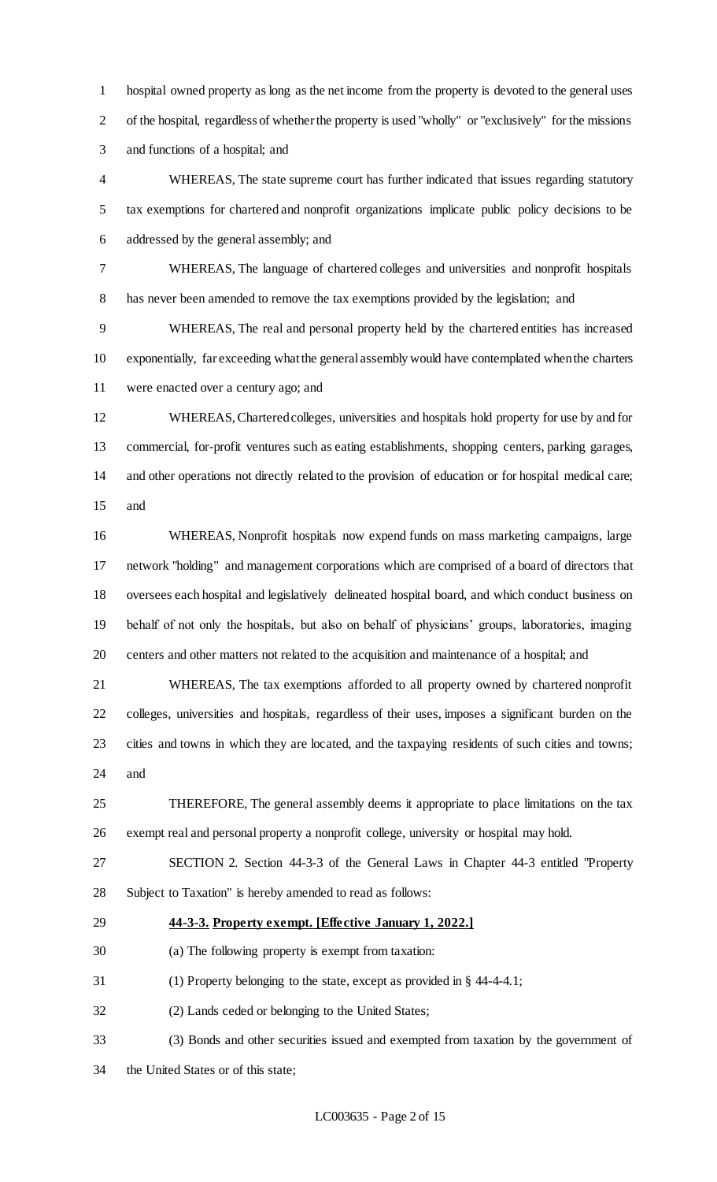hospital owned property as long as the net income from the property is devoted to the general uses of the hospital, regardless of whether the property is used "wholly" or "exclusively" for the missions and functions of a hospital; and

WHEREAS, The state supreme court has further indicated that issues regarding statutory tax exemptions for chartered and nonprofit organizations implicate public policy decisions to be addressed by the general assembly; and

WHEREAS, The language of chartered colleges and universities and nonprofit hospitals has never been amended to remove the tax exemptions provided by the legislation; and

WHEREAS, The real and personal property held by the chartered entities has increased exponentially, far exceeding what the general assembly would have contemplated when the charters were enacted over a century ago; and

WHEREAS, Chartered colleges, universities and hospitals hold property for use by and for commercial, for-profit ventures such as eating establishments, shopping centers, parking garages, and other operations not directly related to the provision of education or for hospital medical care; and

WHEREAS, Nonprofit hospitals now expend funds on mass marketing campaigns, large network "holding" and management corporations which are comprised of a board of directors that oversees each hospital and legislatively delineated hospital board, and which conduct business on behalf of not only the hospitals, but also on behalf of physicians' groups, laboratories, imaging centers and other matters not related to the acquisition and maintenance of a hospital; and

WHEREAS, The tax exemptions afforded to all property owned by chartered nonprofit colleges, universities and hospitals, regardless of their uses, imposes a significant burden on the cities and towns in which they are located, and the taxpaying residents of such cities and towns; and

THEREFORE, The general assembly deems it appropriate to place limitations on the tax exempt real and personal property a nonprofit college, university or hospital may hold.

SECTION 2. Section 44-3-3 of the General Laws in Chapter 44-3 entitled "Property Subject to Taxation" is hereby amended to read as follows:

**44-3-3. Property exempt. [Effective January 1, 2022.]**

(a) The following property is exempt from taxation:

(1) Property belonging to the state, except as provided in § 44-4-4.1;

(2) Lands ceded or belonging to the United States;

(3) Bonds and other securities issued and exempted from taxation by the government of the United States or of this state;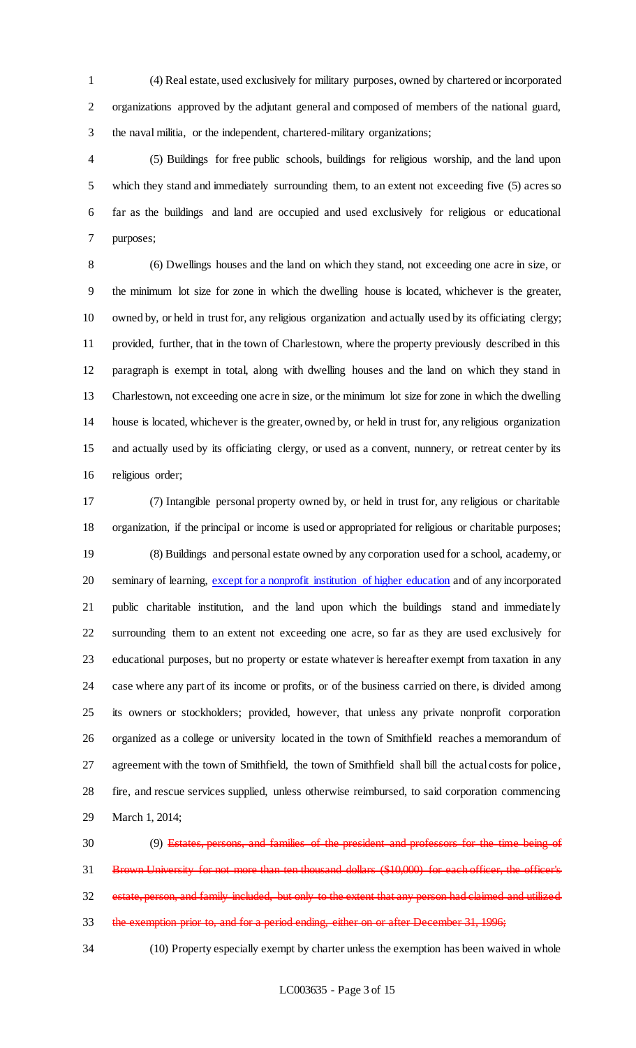(4) Real estate, used exclusively for military purposes, owned by chartered or incorporated organizations approved by the adjutant general and composed of members of the national guard, the naval militia, or the independent, chartered-military organizations;

(5) Buildings for free public schools, buildings for religious worship, and the land upon which they stand and immediately surrounding them, to an extent not exceeding five (5) acres so far as the buildings and land are occupied and used exclusively for religious or educational purposes;

(6) Dwellings houses and the land on which they stand, not exceeding one acre in size, or the minimum lot size for zone in which the dwelling house is located, whichever is the greater, owned by, or held in trust for, any religious organization and actually used by its officiating clergy; provided, further, that in the town of Charlestown, where the property previously described in this paragraph is exempt in total, along with dwelling houses and the land on which they stand in Charlestown, not exceeding one acre in size, or the minimum lot size for zone in which the dwelling house is located, whichever is the greater, owned by, or held in trust for, any religious organization and actually used by its officiating clergy, or used as a convent, nunnery, or retreat center by its religious order;

(7) Intangible personal property owned by, or held in trust for, any religious or charitable organization, if the principal or income is used or appropriated for religious or charitable purposes;

(8) Buildings and personal estate owned by any corporation used for a school, academy, or seminary of learning, <u>except for a nonprofit institution of higher education</u> and of any incorporated public charitable institution, and the land upon which the buildings stand and immediately surrounding them to an extent not exceeding one acre, so far as they are used exclusively for educational purposes, but no property or estate whatever is hereafter exempt from taxation in any case where any part of its income or profits, or of the business carried on there, is divided among its owners or stockholders; provided, however, that unless any private nonprofit corporation organized as a college or university located in the town of Smithfield reaches a memorandum of agreement with the town of Smithfield, the town of Smithfield shall bill the actual costs for police, fire, and rescue services supplied, unless otherwise reimbursed, to said corporation commencing March 1, 2014;

(9) ~~Estates, persons, and families of the president and professors for the time being of Brown University for not more than ten thousand dollars ($10,000) for each officer, the officer's estate, person, and family included, but only to the extent that any person had claimed and utilized the exemption prior to, and for a period ending, either on or after December 31, 1996;~~

(10) Property especially exempt by charter unless the exemption has been waived in whole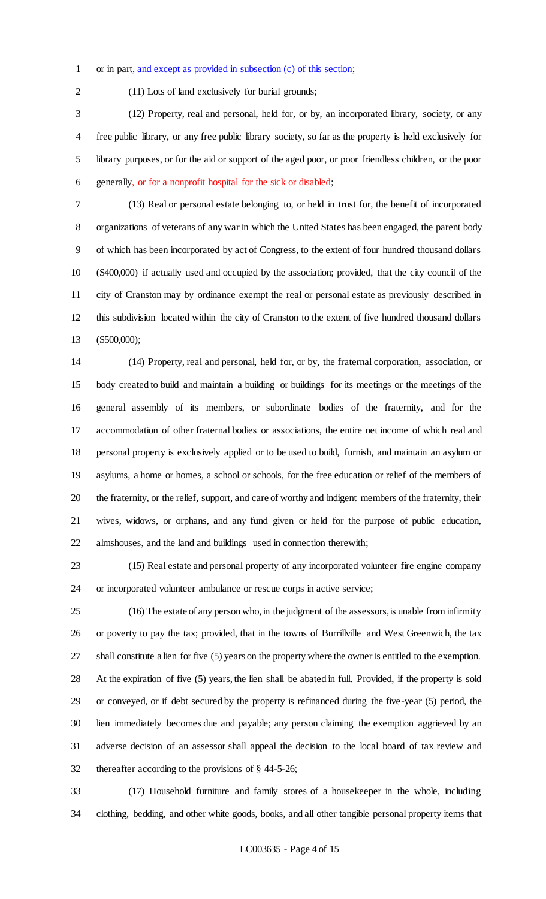or in part, and except as provided in subsection (c) of this section;

(11) Lots of land exclusively for burial grounds;

(12) Property, real and personal, held for, or by, an incorporated library, society, or any free public library, or any free public library society, so far as the property is held exclusively for library purposes, or for the aid or support of the aged poor, or poor friendless children, or the poor generally~~, or for a nonprofit hospital for the sick or disabled~~;

(13) Real or personal estate belonging to, or held in trust for, the benefit of incorporated organizations of veterans of any war in which the United States has been engaged, the parent body of which has been incorporated by act of Congress, to the extent of four hundred thousand dollars ($400,000) if actually used and occupied by the association; provided, that the city council of the city of Cranston may by ordinance exempt the real or personal estate as previously described in this subdivision located within the city of Cranston to the extent of five hundred thousand dollars ($500,000);

(14) Property, real and personal, held for, or by, the fraternal corporation, association, or body created to build and maintain a building or buildings for its meetings or the meetings of the general assembly of its members, or subordinate bodies of the fraternity, and for the accommodation of other fraternal bodies or associations, the entire net income of which real and personal property is exclusively applied or to be used to build, furnish, and maintain an asylum or asylums, a home or homes, a school or schools, for the free education or relief of the members of the fraternity, or the relief, support, and care of worthy and indigent members of the fraternity, their wives, widows, or orphans, and any fund given or held for the purpose of public education, almshouses, and the land and buildings used in connection therewith;

(15) Real estate and personal property of any incorporated volunteer fire engine company or incorporated volunteer ambulance or rescue corps in active service;

(16) The estate of any person who, in the judgment of the assessors, is unable from infirmity or poverty to pay the tax; provided, that in the towns of Burrillville and West Greenwich, the tax shall constitute a lien for five (5) years on the property where the owner is entitled to the exemption. At the expiration of five (5) years, the lien shall be abated in full. Provided, if the property is sold or conveyed, or if debt secured by the property is refinanced during the five-year (5) period, the lien immediately becomes due and payable; any person claiming the exemption aggrieved by an adverse decision of an assessor shall appeal the decision to the local board of tax review and thereafter according to the provisions of § 44-5-26;

(17) Household furniture and family stores of a housekeeper in the whole, including clothing, bedding, and other white goods, books, and all other tangible personal property items that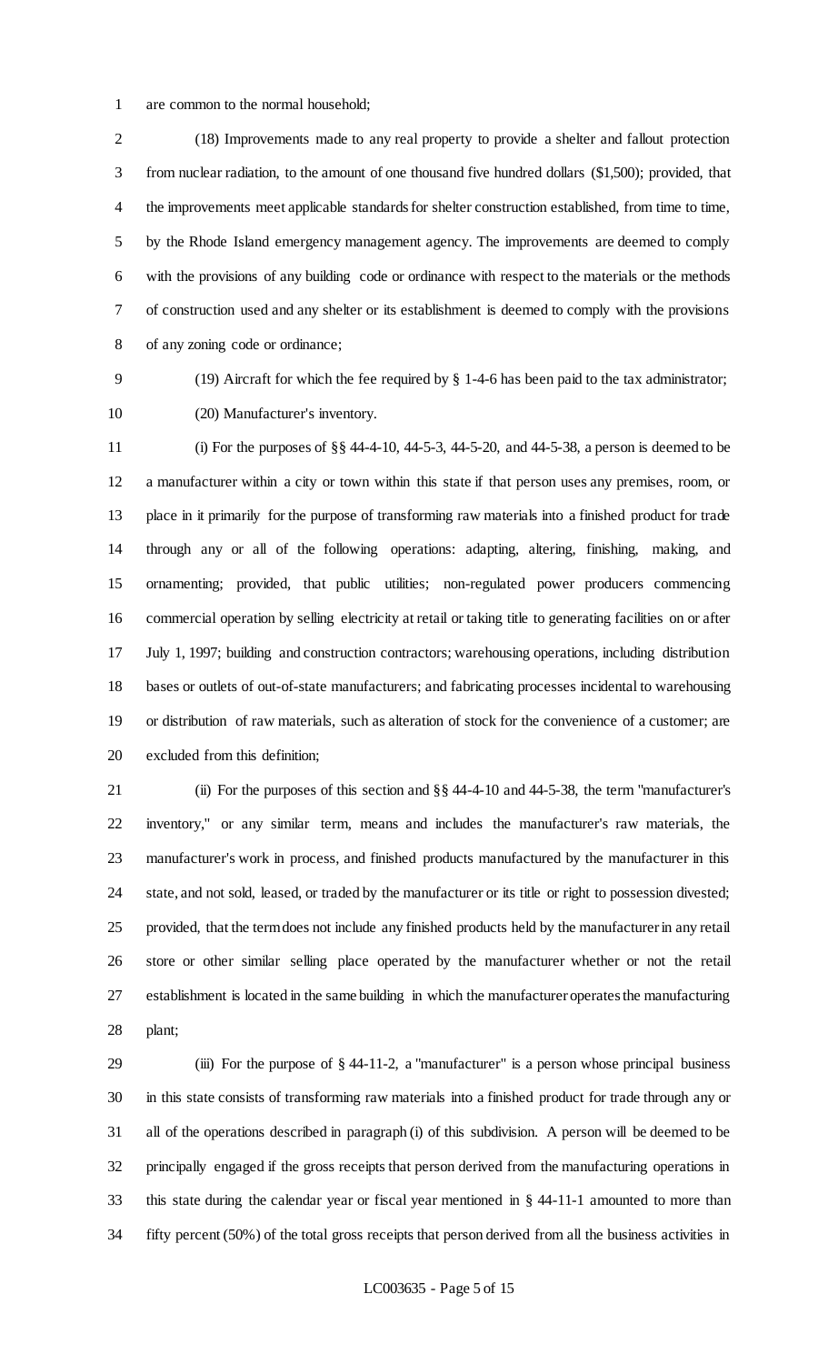are common to the normal household;

(18) Improvements made to any real property to provide a shelter and fallout protection from nuclear radiation, to the amount of one thousand five hundred dollars ($1,500); provided, that the improvements meet applicable standards for shelter construction established, from time to time, by the Rhode Island emergency management agency. The improvements are deemed to comply with the provisions of any building code or ordinance with respect to the materials or the methods of construction used and any shelter or its establishment is deemed to comply with the provisions of any zoning code or ordinance;

(19) Aircraft for which the fee required by § 1-4-6 has been paid to the tax administrator;

(20) Manufacturer's inventory.

(i) For the purposes of §§ 44-4-10, 44-5-3, 44-5-20, and 44-5-38, a person is deemed to be a manufacturer within a city or town within this state if that person uses any premises, room, or place in it primarily for the purpose of transforming raw materials into a finished product for trade through any or all of the following operations: adapting, altering, finishing, making, and ornamenting; provided, that public utilities; non-regulated power producers commencing commercial operation by selling electricity at retail or taking title to generating facilities on or after July 1, 1997; building and construction contractors; warehousing operations, including distribution bases or outlets of out-of-state manufacturers; and fabricating processes incidental to warehousing or distribution of raw materials, such as alteration of stock for the convenience of a customer; are excluded from this definition;

(ii) For the purposes of this section and §§ 44-4-10 and 44-5-38, the term "manufacturer's inventory," or any similar term, means and includes the manufacturer's raw materials, the manufacturer's work in process, and finished products manufactured by the manufacturer in this state, and not sold, leased, or traded by the manufacturer or its title or right to possession divested; provided, that the term does not include any finished products held by the manufacturer in any retail store or other similar selling place operated by the manufacturer whether or not the retail establishment is located in the same building in which the manufacturer operates the manufacturing plant;

(iii) For the purpose of § 44-11-2, a "manufacturer" is a person whose principal business in this state consists of transforming raw materials into a finished product for trade through any or all of the operations described in paragraph (i) of this subdivision. A person will be deemed to be principally engaged if the gross receipts that person derived from the manufacturing operations in this state during the calendar year or fiscal year mentioned in § 44-11-1 amounted to more than fifty percent (50%) of the total gross receipts that person derived from all the business activities in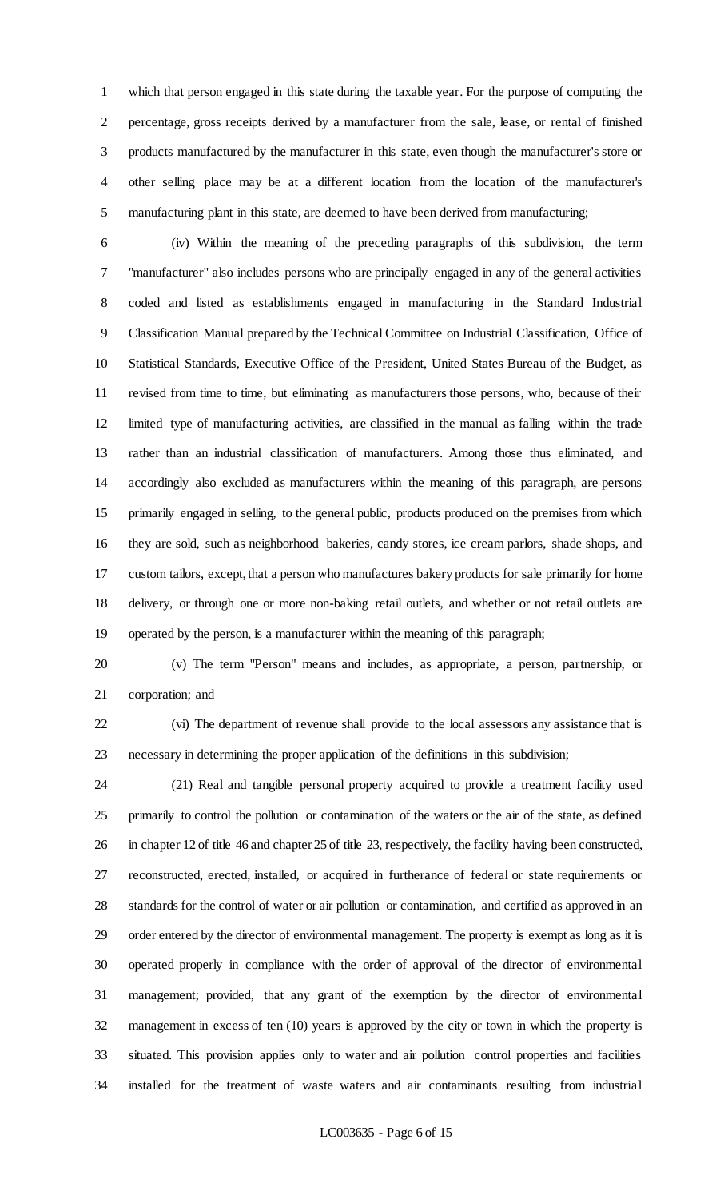which that person engaged in this state during the taxable year. For the purpose of computing the percentage, gross receipts derived by a manufacturer from the sale, lease, or rental of finished products manufactured by the manufacturer in this state, even though the manufacturer's store or other selling place may be at a different location from the location of the manufacturer's manufacturing plant in this state, are deemed to have been derived from manufacturing;

(iv) Within the meaning of the preceding paragraphs of this subdivision, the term "manufacturer" also includes persons who are principally engaged in any of the general activities coded and listed as establishments engaged in manufacturing in the Standard Industrial Classification Manual prepared by the Technical Committee on Industrial Classification, Office of Statistical Standards, Executive Office of the President, United States Bureau of the Budget, as revised from time to time, but eliminating as manufacturers those persons, who, because of their limited type of manufacturing activities, are classified in the manual as falling within the trade rather than an industrial classification of manufacturers. Among those thus eliminated, and accordingly also excluded as manufacturers within the meaning of this paragraph, are persons primarily engaged in selling, to the general public, products produced on the premises from which they are sold, such as neighborhood bakeries, candy stores, ice cream parlors, shade shops, and custom tailors, except, that a person who manufactures bakery products for sale primarily for home delivery, or through one or more non-baking retail outlets, and whether or not retail outlets are operated by the person, is a manufacturer within the meaning of this paragraph;

(v) The term "Person" means and includes, as appropriate, a person, partnership, or corporation; and

(vi) The department of revenue shall provide to the local assessors any assistance that is necessary in determining the proper application of the definitions in this subdivision;

(21) Real and tangible personal property acquired to provide a treatment facility used primarily to control the pollution or contamination of the waters or the air of the state, as defined in chapter 12 of title 46 and chapter 25 of title 23, respectively, the facility having been constructed, reconstructed, erected, installed, or acquired in furtherance of federal or state requirements or standards for the control of water or air pollution or contamination, and certified as approved in an order entered by the director of environmental management. The property is exempt as long as it is operated properly in compliance with the order of approval of the director of environmental management; provided, that any grant of the exemption by the director of environmental management in excess of ten (10) years is approved by the city or town in which the property is situated. This provision applies only to water and air pollution control properties and facilities installed for the treatment of waste waters and air contaminants resulting from industrial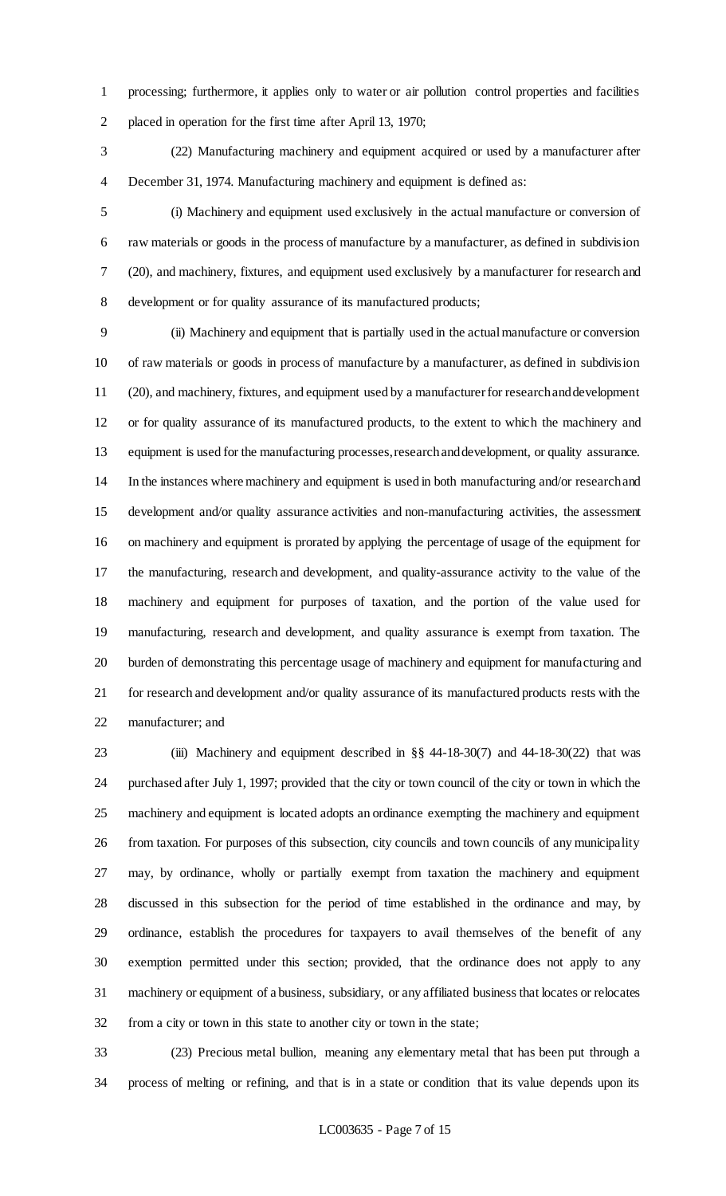processing; furthermore, it applies only to water or air pollution control properties and facilities placed in operation for the first time after April 13, 1970;

(22) Manufacturing machinery and equipment acquired or used by a manufacturer after December 31, 1974. Manufacturing machinery and equipment is defined as:

(i) Machinery and equipment used exclusively in the actual manufacture or conversion of raw materials or goods in the process of manufacture by a manufacturer, as defined in subdivision (20), and machinery, fixtures, and equipment used exclusively by a manufacturer for research and development or for quality assurance of its manufactured products;

(ii) Machinery and equipment that is partially used in the actual manufacture or conversion of raw materials or goods in process of manufacture by a manufacturer, as defined in subdivision (20), and machinery, fixtures, and equipment used by a manufacturer for research and development or for quality assurance of its manufactured products, to the extent to which the machinery and equipment is used for the manufacturing processes, research and development, or quality assurance. In the instances where machinery and equipment is used in both manufacturing and/or research and development and/or quality assurance activities and non-manufacturing activities, the assessment on machinery and equipment is prorated by applying the percentage of usage of the equipment for the manufacturing, research and development, and quality-assurance activity to the value of the machinery and equipment for purposes of taxation, and the portion of the value used for manufacturing, research and development, and quality assurance is exempt from taxation. The burden of demonstrating this percentage usage of machinery and equipment for manufacturing and for research and development and/or quality assurance of its manufactured products rests with the manufacturer; and

(iii) Machinery and equipment described in §§ 44-18-30(7) and 44-18-30(22) that was purchased after July 1, 1997; provided that the city or town council of the city or town in which the machinery and equipment is located adopts an ordinance exempting the machinery and equipment from taxation. For purposes of this subsection, city councils and town councils of any municipality may, by ordinance, wholly or partially exempt from taxation the machinery and equipment discussed in this subsection for the period of time established in the ordinance and may, by ordinance, establish the procedures for taxpayers to avail themselves of the benefit of any exemption permitted under this section; provided, that the ordinance does not apply to any machinery or equipment of a business, subsidiary, or any affiliated business that locates or relocates from a city or town in this state to another city or town in the state;

(23) Precious metal bullion, meaning any elementary metal that has been put through a process of melting or refining, and that is in a state or condition that its value depends upon its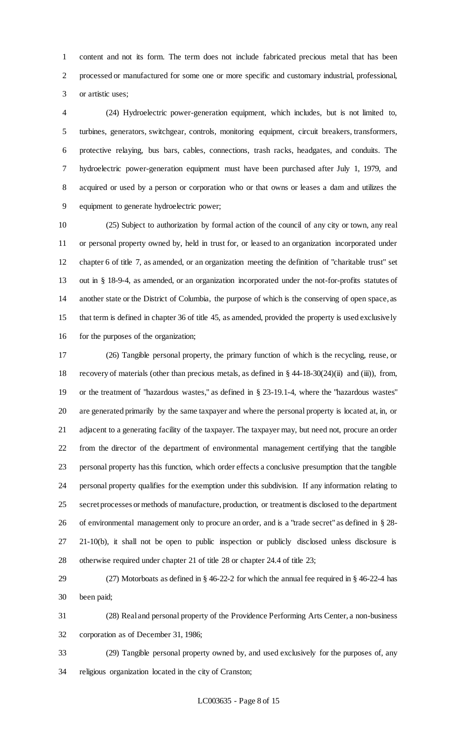content and not its form. The term does not include fabricated precious metal that has been processed or manufactured for some one or more specific and customary industrial, professional, or artistic uses;

(24) Hydroelectric power-generation equipment, which includes, but is not limited to, turbines, generators, switchgear, controls, monitoring equipment, circuit breakers, transformers, protective relaying, bus bars, cables, connections, trash racks, headgates, and conduits. The hydroelectric power-generation equipment must have been purchased after July 1, 1979, and acquired or used by a person or corporation who or that owns or leases a dam and utilizes the equipment to generate hydroelectric power;

(25) Subject to authorization by formal action of the council of any city or town, any real or personal property owned by, held in trust for, or leased to an organization incorporated under chapter 6 of title 7, as amended, or an organization meeting the definition of "charitable trust" set out in § 18-9-4, as amended, or an organization incorporated under the not-for-profits statutes of another state or the District of Columbia, the purpose of which is the conserving of open space, as that term is defined in chapter 36 of title 45, as amended, provided the property is used exclusively for the purposes of the organization;

(26) Tangible personal property, the primary function of which is the recycling, reuse, or recovery of materials (other than precious metals, as defined in § 44-18-30(24)(ii) and (iii)), from, or the treatment of "hazardous wastes," as defined in § 23-19.1-4, where the "hazardous wastes" are generated primarily by the same taxpayer and where the personal property is located at, in, or adjacent to a generating facility of the taxpayer. The taxpayer may, but need not, procure an order from the director of the department of environmental management certifying that the tangible personal property has this function, which order effects a conclusive presumption that the tangible personal property qualifies for the exemption under this subdivision. If any information relating to secret processes or methods of manufacture, production, or treatment is disclosed to the department of environmental management only to procure an order, and is a "trade secret" as defined in § 28-21-10(b), it shall not be open to public inspection or publicly disclosed unless disclosure is otherwise required under chapter 21 of title 28 or chapter 24.4 of title 23;

(27) Motorboats as defined in § 46-22-2 for which the annual fee required in § 46-22-4 has been paid;

(28) Real and personal property of the Providence Performing Arts Center, a non-business corporation as of December 31, 1986;

(29) Tangible personal property owned by, and used exclusively for the purposes of, any religious organization located in the city of Cranston;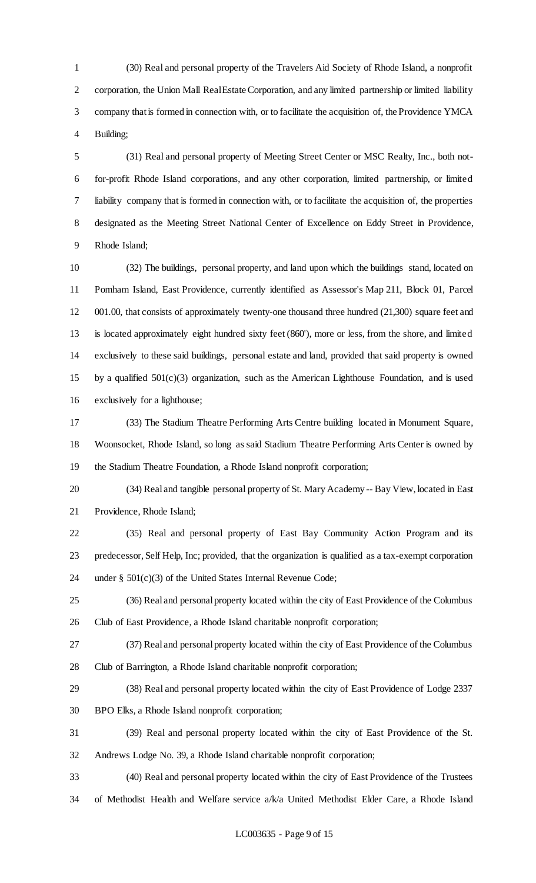(30) Real and personal property of the Travelers Aid Society of Rhode Island, a nonprofit corporation, the Union Mall Real Estate Corporation, and any limited partnership or limited liability company that is formed in connection with, or to facilitate the acquisition of, the Providence YMCA Building;

(31) Real and personal property of Meeting Street Center or MSC Realty, Inc., both not-for-profit Rhode Island corporations, and any other corporation, limited partnership, or limited liability company that is formed in connection with, or to facilitate the acquisition of, the properties designated as the Meeting Street National Center of Excellence on Eddy Street in Providence, Rhode Island;

(32) The buildings, personal property, and land upon which the buildings stand, located on Pomham Island, East Providence, currently identified as Assessor's Map 211, Block 01, Parcel 001.00, that consists of approximately twenty-one thousand three hundred (21,300) square feet and is located approximately eight hundred sixty feet (860'), more or less, from the shore, and limited exclusively to these said buildings, personal estate and land, provided that said property is owned by a qualified 501(c)(3) organization, such as the American Lighthouse Foundation, and is used exclusively for a lighthouse;

(33) The Stadium Theatre Performing Arts Centre building located in Monument Square, Woonsocket, Rhode Island, so long as said Stadium Theatre Performing Arts Center is owned by the Stadium Theatre Foundation, a Rhode Island nonprofit corporation;

(34) Real and tangible personal property of St. Mary Academy -- Bay View, located in East Providence, Rhode Island;

(35) Real and personal property of East Bay Community Action Program and its predecessor, Self Help, Inc; provided, that the organization is qualified as a tax-exempt corporation under § 501(c)(3) of the United States Internal Revenue Code;

(36) Real and personal property located within the city of East Providence of the Columbus Club of East Providence, a Rhode Island charitable nonprofit corporation;

(37) Real and personal property located within the city of East Providence of the Columbus Club of Barrington, a Rhode Island charitable nonprofit corporation;

(38) Real and personal property located within the city of East Providence of Lodge 2337 BPO Elks, a Rhode Island nonprofit corporation;

(39) Real and personal property located within the city of East Providence of the St. Andrews Lodge No. 39, a Rhode Island charitable nonprofit corporation;

(40) Real and personal property located within the city of East Providence of the Trustees of Methodist Health and Welfare service a/k/a United Methodist Elder Care, a Rhode Island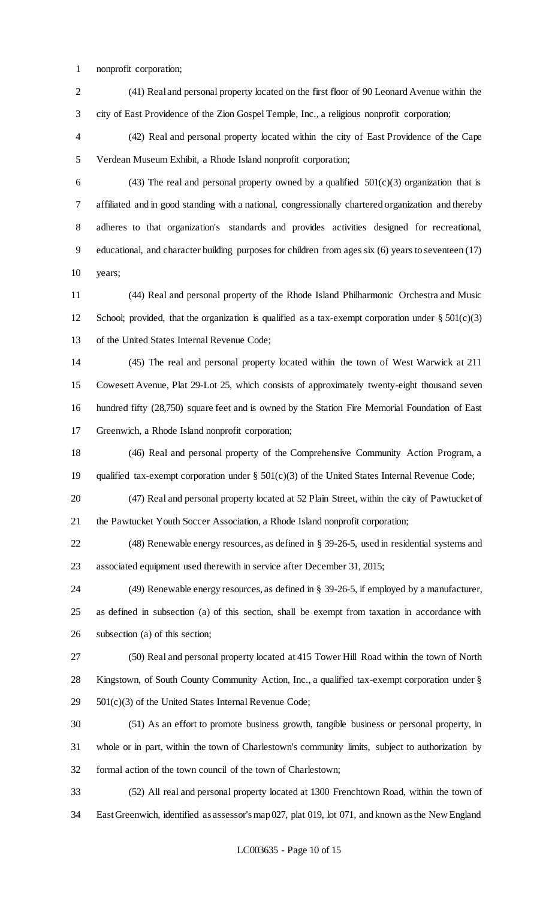nonprofit corporation;

(41) Real and personal property located on the first floor of 90 Leonard Avenue within the city of East Providence of the Zion Gospel Temple, Inc., a religious nonprofit corporation;

(42) Real and personal property located within the city of East Providence of the Cape Verdean Museum Exhibit, a Rhode Island nonprofit corporation;

(43) The real and personal property owned by a qualified 501(c)(3) organization that is affiliated and in good standing with a national, congressionally chartered organization and thereby adheres to that organization's standards and provides activities designed for recreational, educational, and character building purposes for children from ages six (6) years to seventeen (17) years;

(44) Real and personal property of the Rhode Island Philharmonic Orchestra and Music School; provided, that the organization is qualified as a tax-exempt corporation under § 501(c)(3) of the United States Internal Revenue Code;

(45) The real and personal property located within the town of West Warwick at 211 Cowesett Avenue, Plat 29-Lot 25, which consists of approximately twenty-eight thousand seven hundred fifty (28,750) square feet and is owned by the Station Fire Memorial Foundation of East Greenwich, a Rhode Island nonprofit corporation;

(46) Real and personal property of the Comprehensive Community Action Program, a qualified tax-exempt corporation under § 501(c)(3) of the United States Internal Revenue Code;

(47) Real and personal property located at 52 Plain Street, within the city of Pawtucket of the Pawtucket Youth Soccer Association, a Rhode Island nonprofit corporation;

(48) Renewable energy resources, as defined in § 39-26-5, used in residential systems and associated equipment used therewith in service after December 31, 2015;

(49) Renewable energy resources, as defined in § 39-26-5, if employed by a manufacturer, as defined in subsection (a) of this section, shall be exempt from taxation in accordance with subsection (a) of this section;

(50) Real and personal property located at 415 Tower Hill Road within the town of North Kingstown, of South County Community Action, Inc., a qualified tax-exempt corporation under § 501(c)(3) of the United States Internal Revenue Code;

(51) As an effort to promote business growth, tangible business or personal property, in whole or in part, within the town of Charlestown's community limits, subject to authorization by formal action of the town council of the town of Charlestown;

(52) All real and personal property located at 1300 Frenchtown Road, within the town of East Greenwich, identified as assessor's map 027, plat 019, lot 071, and known as the New England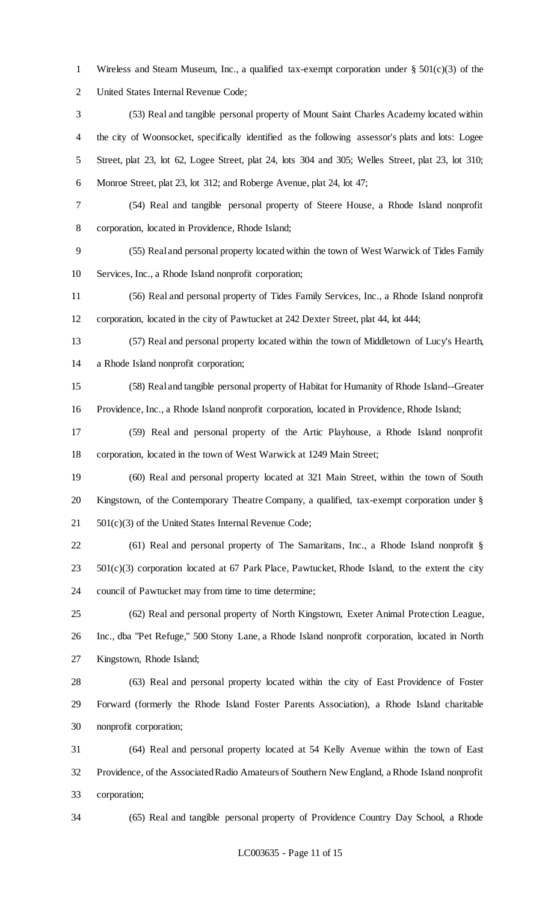Wireless and Steam Museum, Inc., a qualified tax-exempt corporation under § 501(c)(3) of the United States Internal Revenue Code;

(53) Real and tangible personal property of Mount Saint Charles Academy located within the city of Woonsocket, specifically identified as the following assessor's plats and lots: Logee Street, plat 23, lot 62, Logee Street, plat 24, lots 304 and 305; Welles Street, plat 23, lot 310; Monroe Street, plat 23, lot 312; and Roberge Avenue, plat 24, lot 47;

(54) Real and tangible personal property of Steere House, a Rhode Island nonprofit corporation, located in Providence, Rhode Island;

(55) Real and personal property located within the town of West Warwick of Tides Family Services, Inc., a Rhode Island nonprofit corporation;

(56) Real and personal property of Tides Family Services, Inc., a Rhode Island nonprofit corporation, located in the city of Pawtucket at 242 Dexter Street, plat 44, lot 444;

(57) Real and personal property located within the town of Middletown of Lucy's Hearth, a Rhode Island nonprofit corporation;

(58) Real and tangible personal property of Habitat for Humanity of Rhode Island--Greater Providence, Inc., a Rhode Island nonprofit corporation, located in Providence, Rhode Island;

(59) Real and personal property of the Artic Playhouse, a Rhode Island nonprofit corporation, located in the town of West Warwick at 1249 Main Street;

(60) Real and personal property located at 321 Main Street, within the town of South Kingstown, of the Contemporary Theatre Company, a qualified, tax-exempt corporation under § 501(c)(3) of the United States Internal Revenue Code;

(61) Real and personal property of The Samaritans, Inc., a Rhode Island nonprofit § 501(c)(3) corporation located at 67 Park Place, Pawtucket, Rhode Island, to the extent the city council of Pawtucket may from time to time determine;

(62) Real and personal property of North Kingstown, Exeter Animal Protection League, Inc., dba "Pet Refuge," 500 Stony Lane, a Rhode Island nonprofit corporation, located in North Kingstown, Rhode Island;

(63) Real and personal property located within the city of East Providence of Foster Forward (formerly the Rhode Island Foster Parents Association), a Rhode Island charitable nonprofit corporation;

(64) Real and personal property located at 54 Kelly Avenue within the town of East Providence, of the Associated Radio Amateurs of Southern New England, a Rhode Island nonprofit corporation;

(65) Real and tangible personal property of Providence Country Day School, a Rhode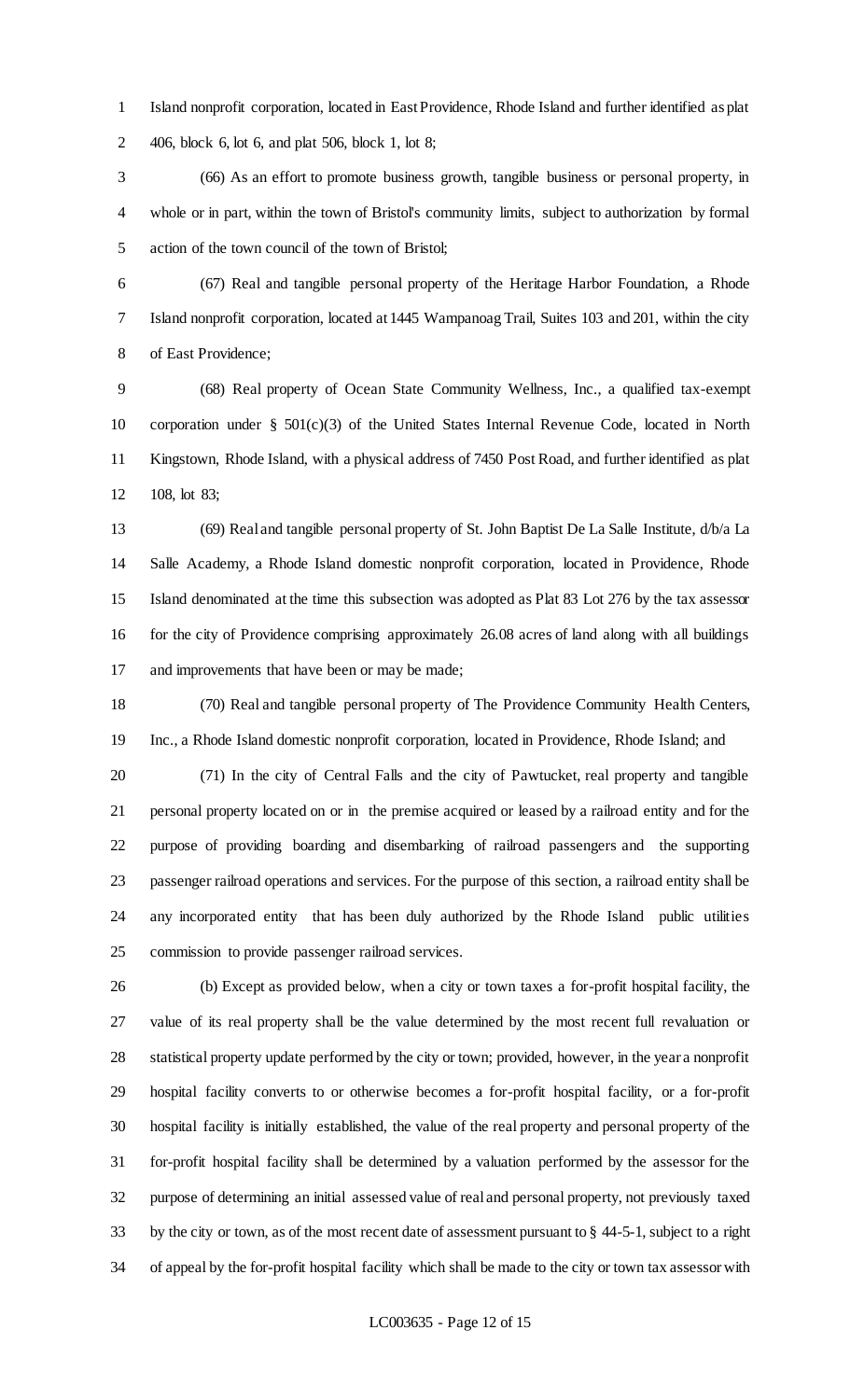Island nonprofit corporation, located in East Providence, Rhode Island and further identified as plat 406, block 6, lot 6, and plat 506, block 1, lot 8;

(66) As an effort to promote business growth, tangible business or personal property, in whole or in part, within the town of Bristol's community limits, subject to authorization by formal action of the town council of the town of Bristol;

(67) Real and tangible personal property of the Heritage Harbor Foundation, a Rhode Island nonprofit corporation, located at 1445 Wampanoag Trail, Suites 103 and 201, within the city of East Providence;

(68) Real property of Ocean State Community Wellness, Inc., a qualified tax-exempt corporation under § 501(c)(3) of the United States Internal Revenue Code, located in North Kingstown, Rhode Island, with a physical address of 7450 Post Road, and further identified as plat 108, lot 83;

(69) Real and tangible personal property of St. John Baptist De La Salle Institute, d/b/a La Salle Academy, a Rhode Island domestic nonprofit corporation, located in Providence, Rhode Island denominated at the time this subsection was adopted as Plat 83 Lot 276 by the tax assessor for the city of Providence comprising approximately 26.08 acres of land along with all buildings and improvements that have been or may be made;

(70) Real and tangible personal property of The Providence Community Health Centers, Inc., a Rhode Island domestic nonprofit corporation, located in Providence, Rhode Island; and

(71) In the city of Central Falls and the city of Pawtucket, real property and tangible personal property located on or in the premise acquired or leased by a railroad entity and for the purpose of providing boarding and disembarking of railroad passengers and the supporting passenger railroad operations and services. For the purpose of this section, a railroad entity shall be any incorporated entity that has been duly authorized by the Rhode Island public utilities commission to provide passenger railroad services.

(b) Except as provided below, when a city or town taxes a for-profit hospital facility, the value of its real property shall be the value determined by the most recent full revaluation or statistical property update performed by the city or town; provided, however, in the year a nonprofit hospital facility converts to or otherwise becomes a for-profit hospital facility, or a for-profit hospital facility is initially established, the value of the real property and personal property of the for-profit hospital facility shall be determined by a valuation performed by the assessor for the purpose of determining an initial assessed value of real and personal property, not previously taxed by the city or town, as of the most recent date of assessment pursuant to § 44-5-1, subject to a right of appeal by the for-profit hospital facility which shall be made to the city or town tax assessor with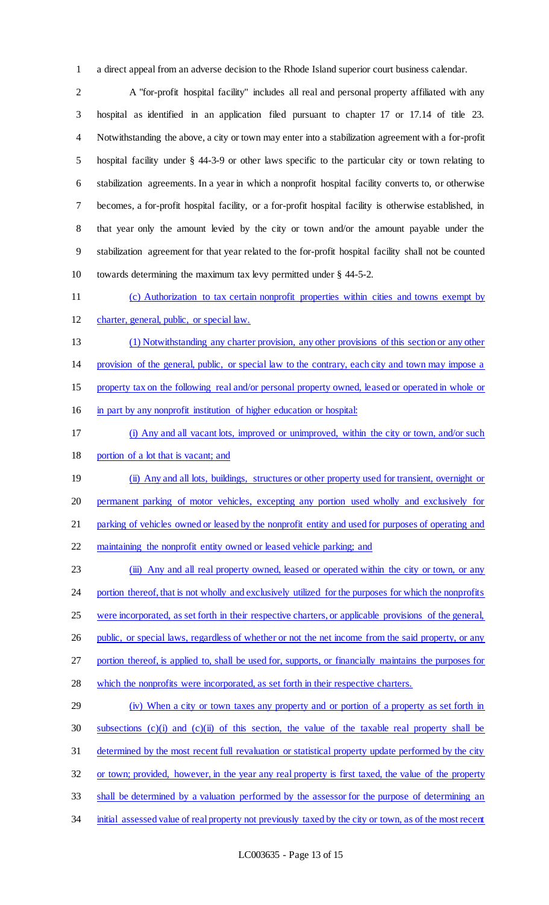a direct appeal from an adverse decision to the Rhode Island superior court business calendar.

A "for-profit hospital facility" includes all real and personal property affiliated with any hospital as identified in an application filed pursuant to chapter 17 or 17.14 of title 23. Notwithstanding the above, a city or town may enter into a stabilization agreement with a for-profit hospital facility under § 44-3-9 or other laws specific to the particular city or town relating to stabilization agreements. In a year in which a nonprofit hospital facility converts to, or otherwise becomes, a for-profit hospital facility, or a for-profit hospital facility is otherwise established, in that year only the amount levied by the city or town and/or the amount payable under the stabilization agreement for that year related to the for-profit hospital facility shall not be counted towards determining the maximum tax levy permitted under § 44-5-2.

<u>(c) Authorization to tax certain nonprofit properties within cities and towns exempt by charter, general, public, or special law.</u>

<u>(1) Notwithstanding any charter provision, any other provisions of this section or any other provision of the general, public, or special law to the contrary, each city and town may impose a property tax on the following real and/or personal property owned, leased or operated in whole or in part by any nonprofit institution of higher education or hospital:</u>

<u>(i) Any and all vacant lots, improved or unimproved, within the city or town, and/or such portion of a lot that is vacant; and</u>

<u>(ii) Any and all lots, buildings, structures or other property used for transient, overnight or permanent parking of motor vehicles, excepting any portion used wholly and exclusively for parking of vehicles owned or leased by the nonprofit entity and used for purposes of operating and maintaining the nonprofit entity owned or leased vehicle parking; and</u>

<u>(iii) Any and all real property owned, leased or operated within the city or town, or any portion thereof, that is not wholly and exclusively utilized for the purposes for which the nonprofits were incorporated, as set forth in their respective charters, or applicable provisions of the general, public, or special laws, regardless of whether or not the net income from the said property, or any portion thereof, is applied to, shall be used for, supports, or financially maintains the purposes for which the nonprofits were incorporated, as set forth in their respective charters.</u>

<u>(iv) When a city or town taxes any property and or portion of a property as set forth in subsections (c)(i) and (c)(ii) of this section, the value of the taxable real property shall be determined by the most recent full revaluation or statistical property update performed by the city or town; provided, however, in the year any real property is first taxed, the value of the property shall be determined by a valuation performed by the assessor for the purpose of determining an initial assessed value of real property not previously taxed by the city or town, as of the most recent</u>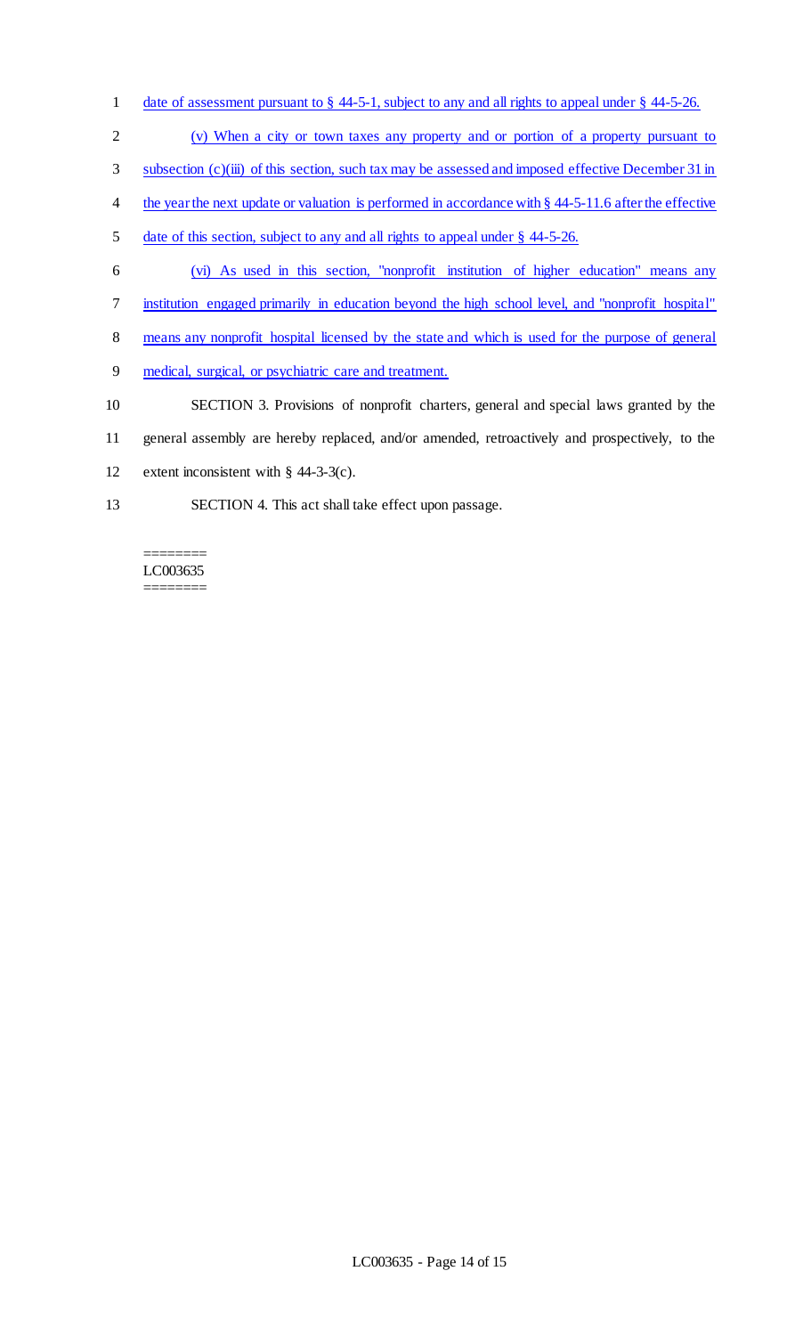date of assessment pursuant to § 44-5-1, subject to any and all rights to appeal under § 44-5-26.

(v) When a city or town taxes any property and or portion of a property pursuant to subsection (c)(iii) of this section, such tax may be assessed and imposed effective December 31 in the year the next update or valuation is performed in accordance with § 44-5-11.6 after the effective date of this section, subject to any and all rights to appeal under § 44-5-26.

(vi) As used in this section, "nonprofit institution of higher education" means any institution engaged primarily in education beyond the high school level, and "nonprofit hospital" means any nonprofit hospital licensed by the state and which is used for the purpose of general medical, surgical, or psychiatric care and treatment.

SECTION 3. Provisions of nonprofit charters, general and special laws granted by the general assembly are hereby replaced, and/or amended, retroactively and prospectively, to the extent inconsistent with § 44-3-3(c).

SECTION 4. This act shall take effect upon passage.

========
LC003635
========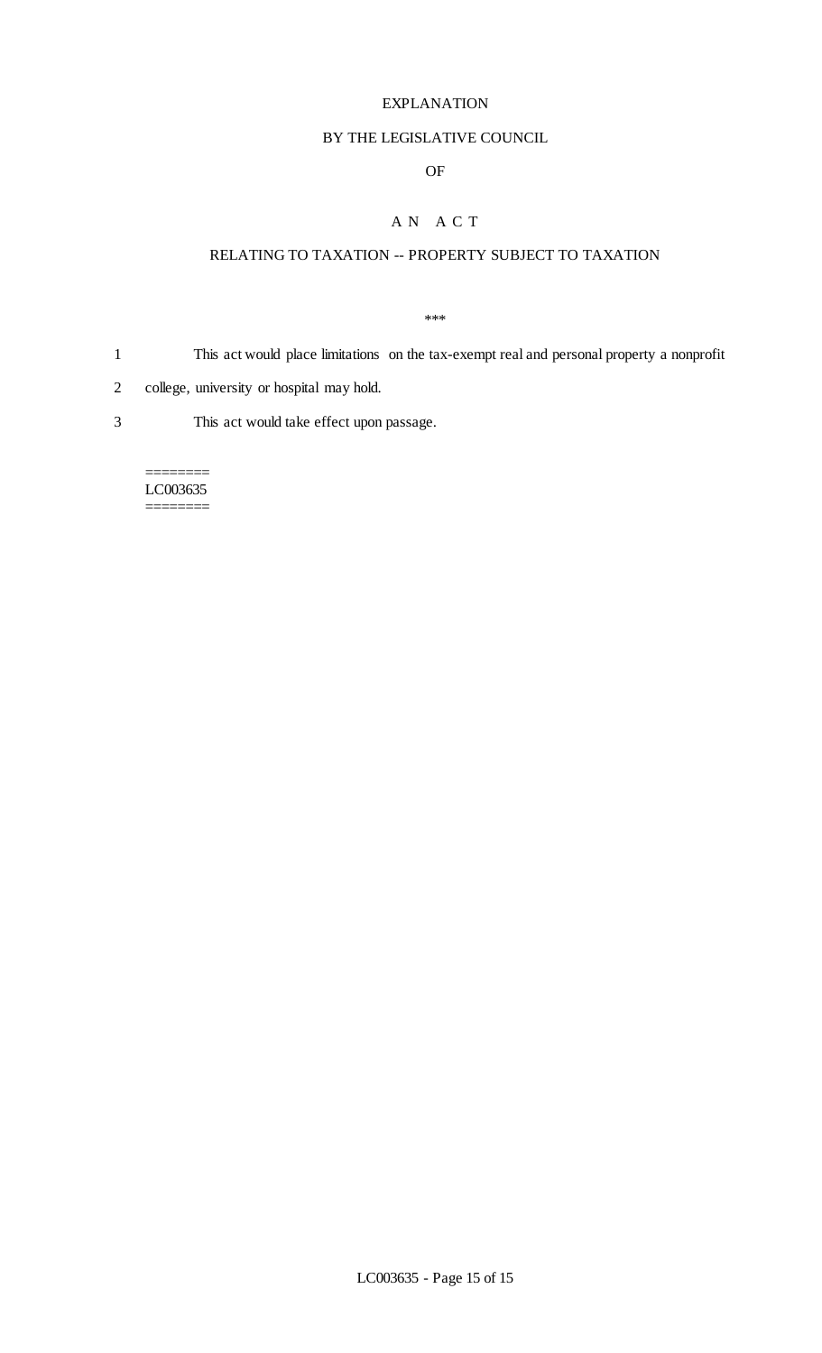EXPLANATION

BY THE LEGISLATIVE COUNCIL

OF

# A N   A C T

## RELATING TO TAXATION -- PROPERTY SUBJECT TO TAXATION

\*\*\*

1 This act would place limitations on the tax-exempt real and personal property a nonprofit

2 college, university or hospital may hold.

3 This act would take effect upon passage.

========
LC003635
========